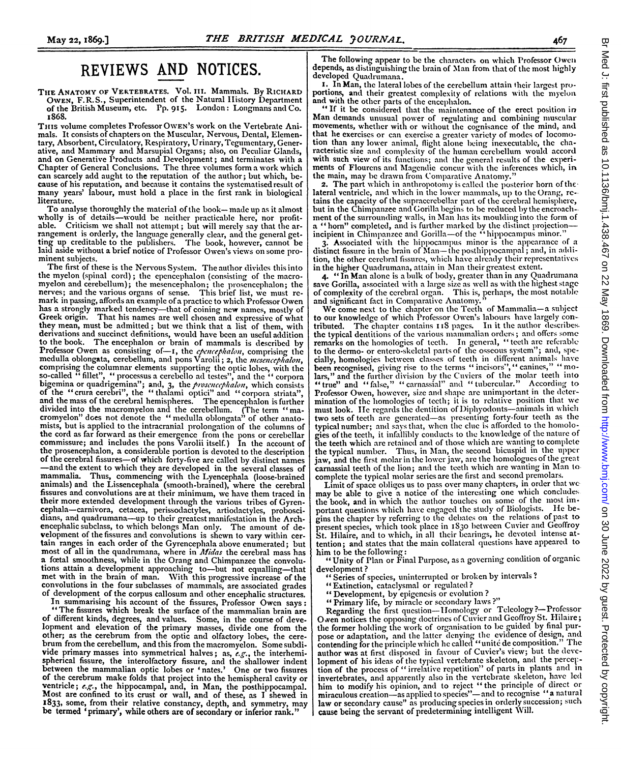# REVIEWS AND NOTICES.

THE ANATOMY OF VERTEBRATES. Vol. III. Mammals. By RICHARD OWEN, F.R.S., Superintendent of the Natural History Department of the British Museum, etc. Pp. 915. London: Longmans and Co. 1868.

THIS volume completes Professor OWEN'S work on the Vertebrate Animals. It consists of chapters on the Muscular, Nervous, Dental, Elementary, Absorbent, Circulatory, Respiratory, Urinary, Tegumentary, Generative, and Mammary and Marsupial Organs; also, on Peculiar Glands, and on Generative Products and Development; and terminates with a Chapter of General Conclusions. The three volumes form a work which can scarcely add aught to the reputation of the author; but which, because of his reputation, and because it contains the systematised result of many years' labour, must hold a place in the first rank in biological literature.

To analyse thoroughly the material of the book—made up as it almost wholly is of details—would be neither practicable here, nor profitable. Criticism we shall not attempt; but will merely say that the arrangement is orderly, the language generally clear, and the general getting up creditable to the publishers. The book, however, cannot be laid aside without a brief notice of Professor Owen's views on some prominent subjects.

The first of these is the Nervous System. The author divides this into the myelon (spinal cord); the epencephalon (consisting of the macromyelon and cerebellum); the mesencephalon; the prosencephalon; the nerves; and the various organs of sense. This brief list, we must remark in passing, affords an example of a practice to which Professor Owen has a strongly marked tendency—that of coining new names, mostly of Greek origin. That his names are well chosen and expressive of what they mean, must be admitted; but we think that a list of them, with derivations and succinct definitions, would have been an useful addition to the book. The encephalon or brain of mammals is described by Professor Owen as consisting of—1, the *epencephalon*, comprising the medulla oblongata, cerebellum, and pons Varolii; 2, the *mesencephalon*, comprising the columnar elements supporting the optic lobes, with the so-called "fillet", "processus a cerebello ad testes", and the "corpora bigemina or quadrigemina"; and, 3, the *prosencephalon*, which consists of the "crura cerebri", the "thalami optici" and "corpora striata", and the mass of the cerebral hemispheres. The epencephalon is further divided into the macromyelon and the cerebellum. (The term "macromyelon" does not denote the "medulla oblongata" of other anatomists, but is applied to the intracranial prolongation of the columns of the cord as far forward as their emergence from the pons or cerebellar commissure; and includes the pons Varolii itself.) In the account of the prosencephalon, a considerable portion is devoted to the description of the cerebral fissures—of which forty-five are called by distinct names—and the extent to which they are developed in the several classes of mammalia. Thus, commencing with the Lyencephala (loose-brained animals) and the Lissencephala (smooth-brained), where the cerebral fissures and convolutions are at their minimum, we have them traced in their more extended development through the various tribes of Gyrencephala—carnivora, cetacea, perissodactyles, artiodactyles, proboscidians, and quadrumana—up to their greatest manifestation in the Archencephalic subclass, to which belongs Man only. The amount of development of the fissures and convolutions is shewn to vary within certain ranges in each order of the Gyrencephala above enumerated; but most of all in the quadrumana, where in *Midas* the cerebral mass has a fœtal smoothness, while in the Orang and Chimpanzee the convolutions attain a development approaching to—but not equalling—that met with in the brain of man. With this progressive increase of the convolutions in the four subclasses of mammals, are associated grades of development of the corpus callosum and other encephalic structures.

In summarising his account of the fissures, Professor Owen says: "The fissures which break the surface of the mammalian brain are of different kinds, degrees, and values. Some, in the course of development and elevation of the primary masses, divide one from the other; as the cerebrum from the optic and olfactory lobes, the cerebrum from the cerebellum, and this from the macromyelon. Some subdivide primary masses into symmetrical halves; as, *e.g.*, the interhemispherical fissure, the interolfactory fissure, and the shallower indent between the mammalian optic lobes or 'nates.' One or two fissures of the cerebrum make folds that project into the hemispheral cavity or ventricle; *e.g.*, the hippocampal, and, in Man, the posthippocampal. Most are confined to its crust or wall, and of these, as I shewed in 1833, some, from their relative constancy, depth, and symmetry, may be termed 'primary', while others are of secondary or inferior rank."

The following appear to be the characters on which Professor Owen depends, as distinguishing the brain of Man from that of the most highly developed Quadrumana.

1. In Man, the lateral lobes of the cerebellum attain their largest proportions, and their greatest complexity of relations with the myelon and with the other parts of the encephalon.

"If it be considered that the maintenance of the erect position in Man demands unusual power of regulating and combining muscular movements, whether with or without the cognisance of the mind, and that he exercises or can exercise a greater variety of modes of locomotion than any lower animal, flight alone being inexecutable, the characteristic size and complexity of the human cerebellum would accord with such view of its functions; and the general results of the experiments of Flourens and Magendie concur with the inferences which, in the main, may be drawn from Comparative Anatomy."

2. The part which in anthropotomy is called the posterior horn of the lateral ventricle, and which in the lower mammals, up to the Orang, retains the capacity of the supracerebellar part of the cerebral hemisphere, but in the Chimpanzee and Gorilla begins to be reduced by the encroachment of the surrounding walls, in Man has its moulding into the form of a "horn" completed, and is further marked by the distinct projection—incipient in Chimpanzee and Gorilla—of the "hippocampus minor."

3. Associated with the hippocampus minor is the appearance of a distinct fissure in the brain of Man—the posthippocampal; and, in addition, the other cerebral fissures, which have already their representatives in the higher Quadrumana, attain in Man their greatest extent.

4. "In Man alone is a bulk of body, greater than in any Quadrumana save Gorilla, associated with a large size as well as with the highest stage of complexity of the cerebral organ. This is, perhaps, the most notable and significant fact in Comparative Anatomy."

We come next to the chapter on the Teeth of Mammalia—a subject to our knowledge of which Professor Owen's labours have largely contributed. The chapter contains 118 pages. In it the author describes the typical dentitions of the various mammalian orders; and offers some remarks on the homologies of teeth. In general, "teeth are referable to the dermo- or entero-skeletal parts of the osseous system"; and, specially, homologies between classes of teeth in different animals have been recognised, giving rise to the terms "incisors", "canines," "molars," and the further division by the Cuviers of the molar teeth into "true" and "false," "carnassial" and "tubercular." According to Professor Owen, however, size and shape are unimportant in the determination of the homologies of teeth; it is to relative position that we must look. He regards the dentition of Diphyodonts—animals in which two sets of teeth are generated—as presenting forty-four teeth as the typical number; and says that, when the clue is afforded to the homologies of the teeth, it infallibly conducts to the knowledge of the nature of the teeth which are retained and of those which are wanting to complete the typical number. Thus, in Man, the second bicuspid in the upper jaw, and the first molar in the lower jaw, are the homologues of the great carnassial teeth of the lion; and the teeth which are wanting in Man to complete the typical molar series are the first and second premolars.

Limit of space obliges us to pass over many chapters, in order that we may be able to give a notice of the interesting one which concludes the book, and in which the author touches on some of the most important questions which have engaged the study of Biologists. He begins the chapter by referring to the debates on the relations of past to present species, which took place in 1830 between Cuvier and Geoffroy St. Hilaire, and to which, in all their bearings, he devoted intense attention; and states that the main collateral questions have appeared to him to be the following:

"Unity of Plan or Final Purpose, as a governing condition of organic development?

"Series of species, uninterrupted or broken by intervals?

"Extinction, cataclysmal or regulated?

"Development, by epigenesis or evolution?

"Primary life, by miracle or secondary laws?"

Regarding the first question—Homology or Teleology?—Professor Owen notices the opposing doctrines of Cuvier and Geoffroy St. Hilaire; the former holding the work of organisation to be guided by final purpose or adaptation, and the latter denying the evidence of design, and contending for the principle which he called "unité de composition." The author was at first disposed in favour of Cuvier's view; but the development of his ideas of the typical vertebrate skeleton, and the perception of the process of "irrelative repetition" of parts in plants and in invertebrates, and apparently also in the vertebrate skeleton, have led him to modify his opinion, and to reject "the principle of direct or miraculous creation—as applied to species"—and to recognise "a natural law or secondary cause" as producing species in orderly succession; such cause being the servant of predetermining intelligent Will.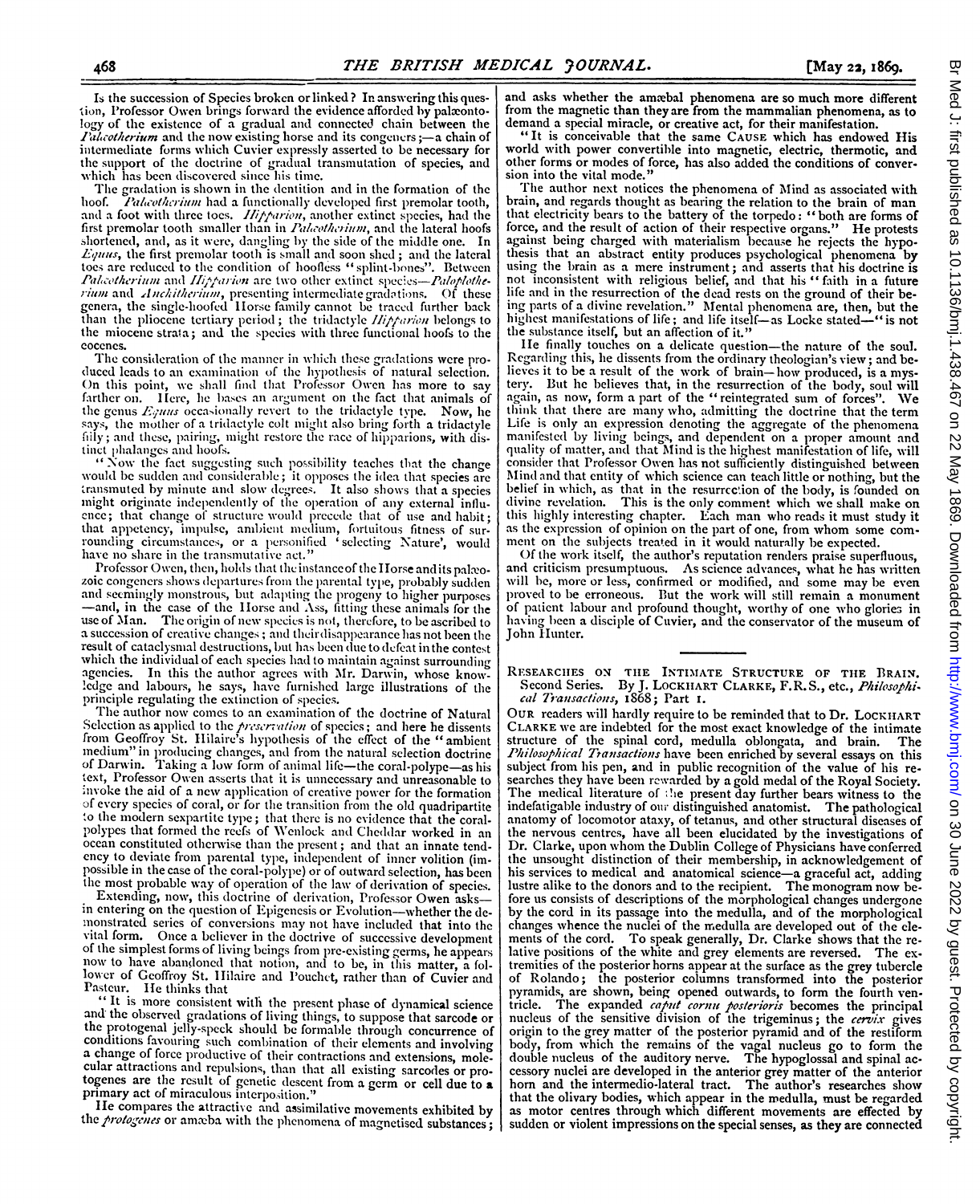Is the succession of Species broken or linked? In answering this question, Professor Owen brings forward the evidence afforded by palæontology of the existence of a gradual and connected chain between the *Palæotherium* and the now existing horse and its congeners;—a chain of intermediate forms which Cuvier expressly asserted to be necessary for the support of the doctrine of gradual transmutation of species, and which has been discovered since his time.

The gradation is shown in the dentition and in the formation of the hoof. *Palæotherium* had a functionally developed first premolar tooth, and a foot with three toes. *Hipparion*, another extinct species, had the first premolar tooth smaller than in *Palæotherium*, and the lateral hoofs shortened, and, as it were, dangling by the side of the middle one. In *Equus*, the first premolar tooth is small and soon shed; and the lateral toes are reduced to the condition of hoofless "splint-bones". Between *Palæotherium* and *Hipparion* are two other extinct species—*Paloplotherium* and *Anchitherium*, presenting intermediate gradations. Of these genera, the single-hoofed Horse family cannot be traced further back than the pliocene tertiary period; the tridactyle *Hipparion* belongs to the miocene strata; and the species with three functional hoofs to the eocenes.

The consideration of the manner in which these gradations were produced leads to an examination of the hypothesis of natural selection. On this point, we shall find that Professor Owen has more to say farther on. Here, he bases an argument on the fact that animals of the genus *Equus* occasionally revert to the tridactyle type. Now, he says, the mother of a tridactyle colt might also bring forth a tridactyle filly; and these, pairing, might restore the race of hipparions, with distinct phalanges and hoofs.

"Now the fact suggesting such possibility teaches that the change would be sudden and considerable; it opposes the idea that species are transmuted by minute and slow degrees. It also shows that a species might originate independently of the operation of any external influence; that change of structure would precede that of use and habit; that appetency, impulse, ambient medium, fortuitous fitness of surrounding circumstances, or a personified 'selecting Nature', would have no share in the transmutative act."

Professor Owen, then, holds that the instance of the Horse and its palæozoic congeners shows departures from the parental type, probably sudden and seemingly monstrous, but adapting the progeny to higher purposes —and, in the case of the Horse and Ass, fitting these animals for the use of Man. The origin of new species is not, therefore, to be ascribed to a succession of creative changes; and their disappearance has not been the result of cataclysmal destructions, but has been due to defeat in the contest which the individual of each species had to maintain against surrounding agencies. In this the author agrees with Mr. Darwin, whose knowledge and labours, he says, have furnished large illustrations of the principle regulating the extinction of species.

The author now comes to an examination of the doctrine of Natural Selection as applied to the *preservation* of species; and here he dissents from Geoffroy St. Hilaire's hypothesis of the effect of the "ambient medium" in producing changes, and from the natural selection doctrine of Darwin. Taking a low form of animal life—the coral-polype—as his text, Professor Owen asserts that it is unnecessary and unreasonable to invoke the aid of a new application of creative power for the formation of every species of coral, or for the transition from the old quadripartite to the modern sexpartite type; that there is no evidence that the coral-polypes that formed the reefs of Wenlock and Cheddar worked in an ocean constituted otherwise than the present; and that an innate tendency to deviate from parental type, independent of inner volition (impossible in the case of the coral-polype) or of outward selection, has been the most probable way of operation of the law of derivation of species.

Extending, now, this doctrine of derivation, Professor Owen asks—in entering on the question of Epigenesis or Evolution—whether the demonstrated series of conversions may not have included that into the vital form. Once a believer in the doctrive of successive development of the simplest forms of living beings from pre-existing germs, he appears now to have abandoned that notion, and to be, in this matter, a follower of Geoffroy St. Hilaire and Pouchet, rather than of Cuvier and Pasteur. He thinks that

"It is more consistent with the present phase of dynamical science and the observed gradations of living things, to suppose that sarcode or the protogenal jelly-speck should be formable through concurrence of conditions favouring such combination of their elements and involving a change of force productive of their contractions and extensions, molecular attractions and repulsions, than that all existing sarcodes or protogenes are the result of genetic descent from a germ or cell due to a primary act of miraculous interposition."

He compares the attractive and assimilative movements exhibited by the *protogenes* or amœba with the phenomena of magnetised substances; and asks whether the amœbal phenomena are so much more different from the magnetic than they are from the mammalian phenomena, as to demand a special miracle, or creative act, for their manifestation.

"It is conceivable that the same CAUSE which has endowed His world with power convertible into magnetic, electric, thermotic, and other forms or modes of force, has also added the conditions of conversion into the vital mode."

The author next notices the phenomena of Mind as associated with brain, and regards thought as bearing the relation to the brain of man that electricity bears to the battery of the torpedo: "both are forms of force, and the result of action of their respective organs." He protests against being charged with materialism because he rejects the hypothesis that an abstract entity produces psychological phenomena by using the brain as a mere instrument; and asserts that his doctrine is not inconsistent with religious belief, and that his "faith in a future life and in the resurrection of the dead rests on the ground of their being parts of a divine revelation." Mental phenomena are, then, but the highest manifestations of life; and life itself—as Locke stated—"is not the substance itself, but an affection of it."

He finally touches on a delicate question—the nature of the soul. Regarding this, he dissents from the ordinary theologian's view; and believes it to be a result of the work of brain—how produced, is a mystery. But he believes that, in the resurrection of the body, soul will again, as now, form a part of the "reintegrated sum of forces". We think that there are many who, admitting the doctrine that the term Life is only an expression denoting the aggregate of the phenomena manifested by living beings, and dependent on a proper amount and quality of matter, and that Mind is the highest manifestation of life, will consider that Professor Owen has not sufficiently distinguished between Mind and that entity of which science can teach little or nothing, but the belief in which, as that in the resurrection of the body, is founded on divine revelation. This is the only comment which we shall make on this highly interesting chapter. Each man who reads it must study it as the expression of opinion on the part of one, from whom some comment on the subjects treated in it would naturally be expected.

Of the work itself, the author's reputation renders praise superfluous, and criticism presumptuous. As science advances, what he has written will be, more or less, confirmed or modified, and some may be even proved to be erroneous. But the work will still remain a monument of patient labour and profound thought, worthy of one who glories in having been a disciple of Cuvier, and the conservator of the museum of John Hunter.

---

RESEARCHES ON THE INTIMATE STRUCTURE OF THE BRAIN. Second Series. By J. LOCKHART CLARKE, F.R.S., etc., *Philosophical Transactions*, 1868; Part I.

OUR readers will hardly require to be reminded that to Dr. LOCKHART CLARKE we are indebted for the most exact knowledge of the intimate structure of the spinal cord, medulla oblongata, and brain. The *Philosophical Transactions* have been enriched by several essays on this subject from his pen, and in public recognition of the value of his researches they have been rewarded by a gold medal of the Royal Society. The medical literature of the present day further bears witness to the indefatigable industry of our distinguished anatomist. The pathological anatomy of locomotor ataxy, of tetanus, and other structural diseases of the nervous centres, have all been elucidated by the investigations of Dr. Clarke, upon whom the Dublin College of Physicians have conferred the unsought distinction of their membership, in acknowledgement of his services to medical and anatomical science—a graceful act, adding lustre alike to the donors and to the recipient. The monogram now before us consists of descriptions of the morphological changes undergone by the cord in its passage into the medulla, and of the morphological changes whence the nuclei of the medulla are developed out of the elements of the cord. To speak generally, Dr. Clarke shows that the relative positions of the white and grey elements are reversed. The extremities of the posterior horns appear at the surface as the grey tubercle of Rolando; the posterior columns transformed into the posterior pyramids, are shown, being opened outwards, to form the fourth ventricle. The expanded *caput cornu posterioris* becomes the principal nucleus of the sensitive division of the trigeminus; the *cervix* gives origin to the grey matter of the posterior pyramid and of the restiform body, from which the remains of the vagal nucleus go to form the double nucleus of the auditory nerve. The hypoglossal and spinal accessory nuclei are developed in the anterior grey matter of the anterior horn and the intermedio-lateral tract. The author's researches show that the olivary bodies, which appear in the medulla, must be regarded as motor centres through which different movements are effected by sudden or violent impressions on the special senses, as they are connected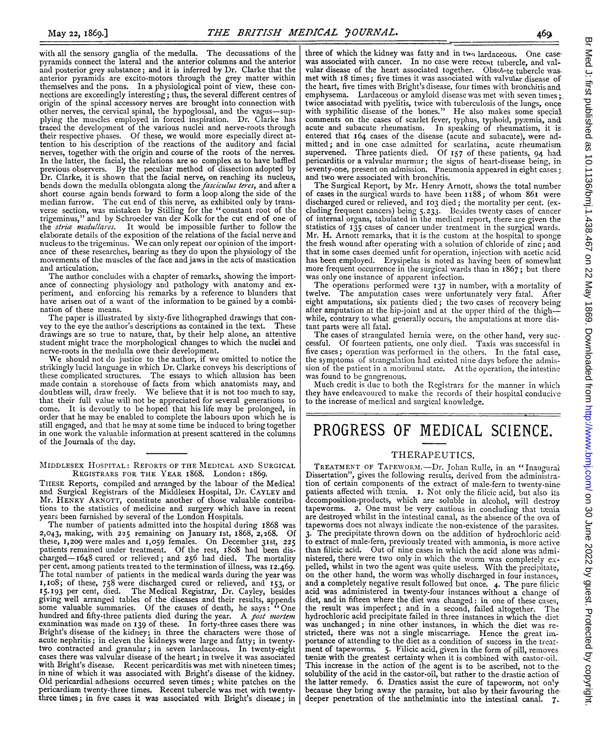with all the sensory ganglia of the medulla. The decussations of the pyramids connect the lateral and the anterior columns and the anterior and posterior grey substance; and it is inferred by Dr. Clarke that the anterior pyramids are excito-motors through the grey matter within themselves and the pons. In a physiological point of view, these connections are exceedingly interesting; thus, the several different centres of origin of the spinal accessory nerves are brought into connection with other nerves, the cervical spinal, the hypoglossal, and the vagus—supplying the muscles employed in forced inspiration. Dr. Clarke has traced the development of the various nuclei and nerve-roots through their respective phases. Of these, we would more especially direct attention to his description of the reactions of the auditory and facial nerves, together with the origin and course of the roots of the nerves. In the latter, the facial, the relations are so complex as to have baffled previous observers. By the peculiar method of dissection adopted by Dr. Clarke, it is shown that the facial nerve, on reaching its nucleus, bends down the medulla oblongata along the *fasciculus teres*, and after a short course again bends forward to form a loop along the side of the median furrow. The cut end of this nerve, as exhibited only by transverse section, was mistaken by Stilling for the "constant root of the trigeminus," and by Schroeder van der Kolk for the cut end of one of the *striæ medullares*. It would be impossible further to follow the elaborate details of the exposition of the relations of the facial nerve and nucleus to the trigeminus. We can only repeat our opinion of the importance of these researches, bearing as they do upon the physiology of the movements of the muscles of the face and jaws in the acts of mastication and articulation.

The author concludes with a chapter of remarks, showing the importance of connecting physiology and pathology with anatomy and experiment, and enforcing his remarks by a reference to blunders that have arisen out of a want of the information to be gained by a combination of these means.

The paper is illustrated by sixty-five lithographed drawings that convey to the eye the author's descriptions as contained in the text. These drawings are so true to nature, that, by their help alone, an attentive student might trace the morphological changes to which the nuclei and nerve-roots in the medulla owe their development.

We should not do justice to the author, if we omitted to notice the strikingly lucid language in which Dr. Clarke conveys his descriptions of these complicated structures. The essays to which allusion has been made contain a storehouse of facts from which anatomists may, and doubtless will, draw freely. We believe that it is not too much to say, that their full value will not be appreciated for several generations to come. It is devoutly to be hoped that his life may be prolonged, in order that he may be enabled to complete the labours upon which he is still engaged, and that he may at some time be induced to bring together in one work the valuable information at present scattered in the columns of the Journals of the day.

MIDDLESEX HOSPITAL: REPORTS OF THE MEDICAL AND SURGICAL REGISTRARS FOR THE YEAR 1868. London: 1869.

THESE Reports, compiled and arranged by the labour of the Medical and Surgical Registrars of the Middlesex Hospital, Dr. CAYLEY and Mr. HENRY ARNOTT, constitute another of those valuable contributions to the statistics of medicine and surgery which have in recent years been furnished by several of the London Hospitals.

The number of patients admitted into the hospital during 1868 was 2,043, making, with 225 remaining on January 1st, 1868, 2,268. Of these, 1,209 were males and 1,059 females. On December 31st, 225 patients remained under treatment. Of the rest, 1808 had been discharged—1648 cured or relieved; and 256 had died. The mortality per cent. among patients treated to the termination of illness, was 12.469. The total number of patients in the medical wards during the year was 1,108; of these, 758 were discharged cured or relieved, and 153, or 15.193 per cent, died. The Medical Registrar, Dr. Cayley, besides giving well arranged tables of the diseases and their results, appends some valuable summaries. Of the causes of death, he says: "One hundred and fifty-three patients died during the year. A *post mortem* examination was made on 139 of these. In forty-three cases there was Bright's disease of the kidney; in three the characters were those of acute nephritis; in eleven the kidneys were large and fatty; in twenty-two contracted and granular; in seven lardaceous. In twenty-eight cases there was valvular disease of the heart; in twelve it was associated with Bright's disease. Recent pericarditis was met with nineteen times; in nine of which it was associated with Bright's disease of the kidney. Old pericardial adhesions occurred seven times; white patches on the pericardium twenty-three times. Recent tubercle was met with twenty-three times; in five cases it was associated with Bright's disease; in three of which the kidney was fatty and in two lardaceous. One case was associated with cancer. In no case were recent tubercle, and valvular disease of the heart associated together. Obsolete tubercle was met with 18 times; five times it was associated with valvular disease of the heart, five times with Bright's disease, four times with bronchitis and emphysema. Lardaceous or amyloid disease was met with seven times; twice associatad with pyelitis, twice with tuberculosis of the lungs, once with syphilitic disease of the bones." He also makes some special comments on the cases of scarlet fever, typhus, typhoid, pyæmia, and acute and subacute rheumatism. In speaking of rheumatism, it is entered that 164 cases of the disease (acute and subacute), were admitted; and in one case admitted for scarlatina, acute rheumatism supervened. Three patients died. Of 157 of these patients, 94 had pericarditis or a valvular murmur; the signs of heart-disease being, in seventy-one, present on admission. Pneumonia appeared in eight cases; and two were associated with bronchitis.

The Surgical Report, by Mr. Henry Arnott, shows the total number of cases in the surgical wards to have been 1188; of whom 861 were discharged cured or relieved, and 103 died; the mortality per cent. (excluding frequent cancers) being 5.233. Besides twenty cases of cancer of internal organs, tabulated in the medical report, there are given the statistics of 135 cases of cancer under treatment in the surgical wards. Mr. H. Arnott remarks, that it is the custom at the hospital to sponge the fresh wound after operating with a solution of chloride of zinc; and that in some cases deemed unfit for operation, injection with acetic acid has been employed. Erysipelas is noted as having been of somewhat more frequent occurrence in the surgical wards than in 1867; but there was only one instance of apparent infection.

The operations performed were 137 in number, with a mortality of twelve. The amputation cases were unfortunately very fatal. After eight amputations, six patients died; the two cases of recovery being after amputation at the hip-joint and at the upper third of the thigh—while, contrary to what generally occurs, the amputations at more distant parts were all fatal.

The cases of strangulated hernia were, on the other hand, very successful. Of fourteen patients, one only died. Taxis was successful in five cases; operation was performed in the others. In the fatal case, the symptoms of strangulation had existed nine days before the admission of the patient in a moribund state. At the operation, the intestine was found to be gangrenous.

Much credit is due to both the Registrars for the manner in which they have endeavoured to make the records of their hospital conducive to the increase of medical and surgical knowledge.

# PROGRESS OF MEDICAL SCIENCE.

## THERAPEUTICS.

TREATMENT OF TAPEWORM.—Dr. Johan Rulle, in an "Inaugural Dissertation", gives the following results, derived from the administration of certain components of the extract of male-fern to twenty-nine patients affected with tænia. 1. Not only the filicic acid, but also its decomposition-products, which are soluble in alcohol, will destroy tapeworms. 2. One must be very cautious in concluding that tænia are destroyed whilst in the intestinal canal, as the absence of the ova of tapeworms does not always indicate the non-existence of the parasites. 3. The precipitate thrown down on the addition of hydrochloric acid to extract of male-fern, previously treated with ammonia, is more active than filicic acid. Out of nine cases in which the acid alone was administered, there were two only in which the worm was completely expelled, whilst in two the agent was quite useless. With the precipitate, on the other hand, the worm was wholly discharged in four instances, and a completely negative result followed but once. 4. The pure filicic acid was administered in twenty-four instances without a change of diet, and in fifteen where the diet was changed: in one of these cases, the result was imperfect; and in a second, failed altogether. The hydrochloric acid precipitate failed in three instances in which the diet was unchanged; in nine other instances, in which the diet was restricted, there was not a single miscarriage. Hence the great importance of attending to the diet as a condition of success in the treatment of tapeworms. 5. Filicic acid, given in the form of pill, removes tæniæ with the greatest certainty when it is combined with castor-oil. This increase in the action of the agent is to be ascribed, not to the solubility of the acid in the castor-oil, but rather to the drastic action of the latter remedy. 6. Drastics assist the cure of tapeworm, not only because they bring away the parasite, but also by their favouring the deeper penetration of the anthelmintic into the intestinal canal. 7.